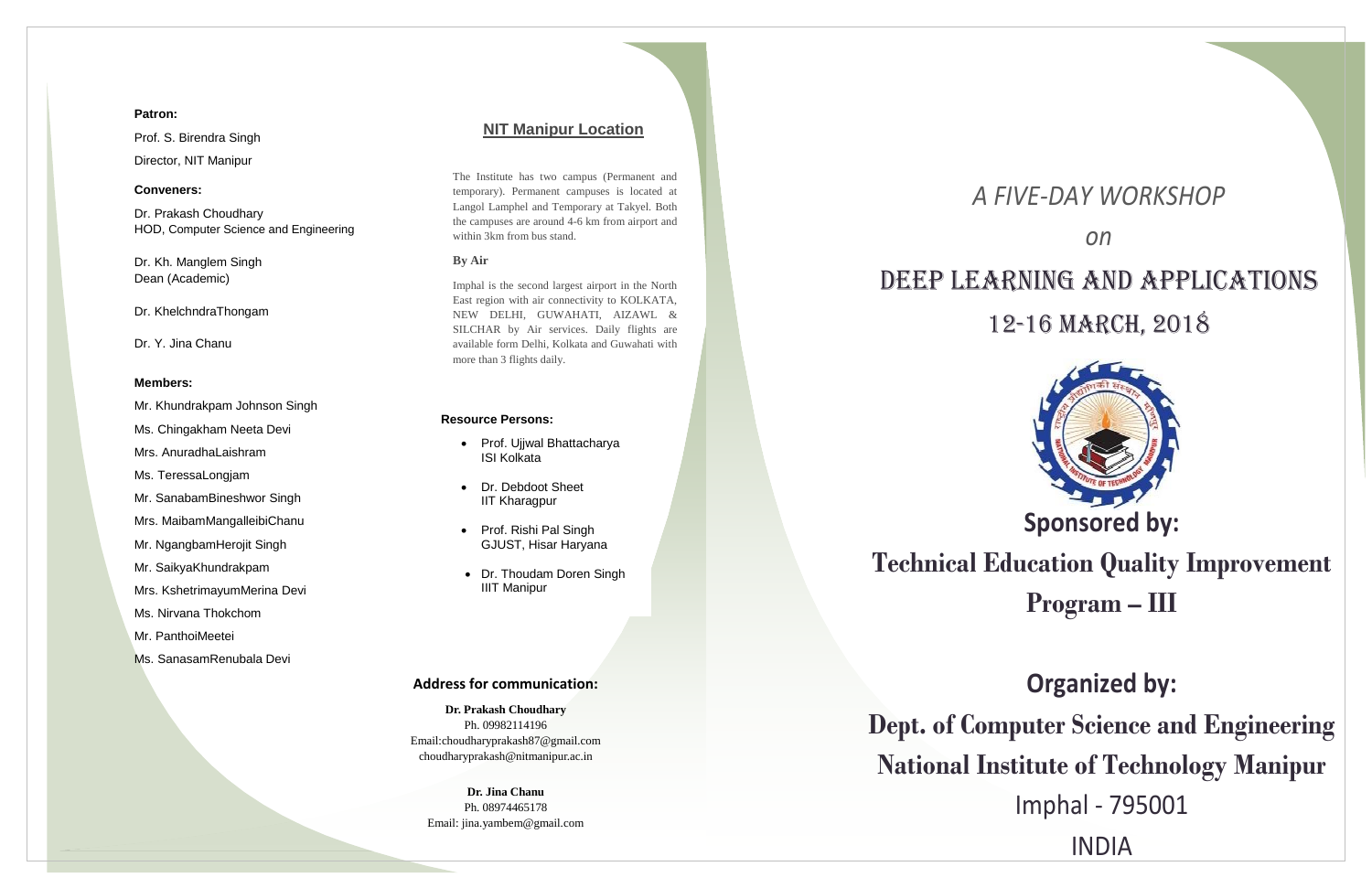**Patron:**

Prof. S. Birendra Singh

Director, NIT Manipur

**Conveners:**

Dr. Prakash Choudhary
HOD, Computer Science and Engineering

Dr. Kh. Manglem Singh
Dean (Academic)

Dr. KhelchndraThongam

Dr. Y. Jina Chanu

**Members:**

Mr. Khundrakpam Johnson Singh

Ms. Chingakham Neeta Devi

Mrs. AnuradhaLaishram

Ms. TeressaLongjam

Mr. SanabamBineshwor Singh

Mrs. MaibamMangalleibiChanu

Mr. NgangbamHerojit Singh

Mr. SaikyaKhundrakpam

Mrs. KshetrimayumMerina Devi

Ms. Nirvana Thokchom

Mr. PanthoiMeetei

Ms. SanasamRenubala Devi

## NIT Manipur Location

The Institute has two campus (Permanent and temporary). Permanent campuses is located at Langol Lamphel and Temporary at Takyel. Both the campuses are around 4-6 km from airport and within 3km from bus stand.

**By Air**

Imphal is the second largest airport in the North East region with air connectivity to KOLKATA, NEW DELHI, GUWAHATI, AIZAWL & SILCHAR by Air services. Daily flights are available form Delhi, Kolkata and Guwahati with more than 3 flights daily.

**Resource Persons:**

- Prof. Ujjwal Bhattacharya
  ISI Kolkata
- Dr. Debdoot Sheet
  IIT Kharagpur
- Prof. Rishi Pal Singh
  GJUST, Hisar Haryana
- Dr. Thoudam Doren Singh
  IIIT Manipur

**Address for communication:**

**Dr. Prakash Choudhary**
Ph. 09982114196
Email:choudharyprakash87@gmail.com
choudharyprakash@nitmanipur.ac.in

**Dr. Jina Chanu**
Ph. 08974465178
Email: jina.yambem@gmail.com

*A FIVE-DAY WORKSHOP*

*on*

# DEEP LEARNING AND APPLICATIONS

## 12-16 MARCH, 2018

**Sponsored by:**

**Technical Education Quality Improvement Program – III**

**Organized by:**

**Dept. of Computer Science and Engineering**

**National Institute of Technology Manipur**

Imphal - 795001

INDIA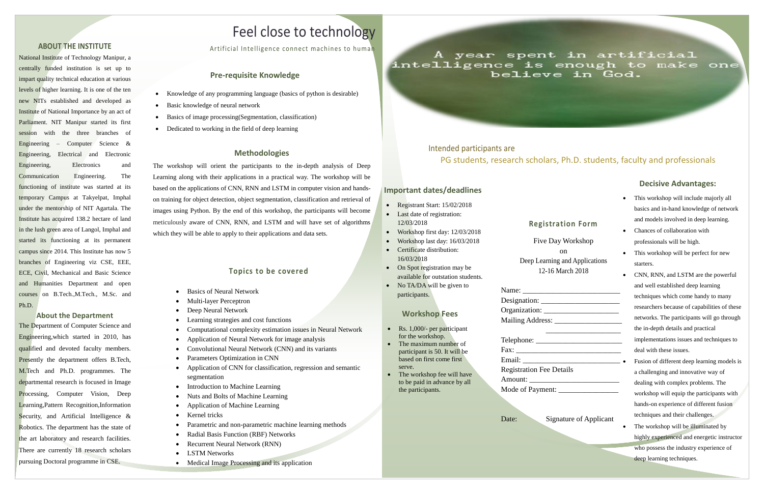## ABOUT THE INSTITUTE

National Institute of Technology Manipur, a centrally funded institution is set up to impart quality technical education at various levels of higher learning. It is one of the ten new NITs established and developed as Institute of National Importance by an act of Parliament. NIT Manipur started its first session with the three branches of Engineering – Computer Science & Engineering, Electrical and Electronic Engineering, Electronics and Communication Engineering. The functioning of institute was started at its temporary Campus at Takyelpat, Imphal under the mentorship of NIT Agartala. The Institute has acquired 138.2 hectare of land in the lush green area of Langol, Imphal and started its functioning at its permanent campus since 2014. This Institute has now 5 branches of Engineering viz CSE, EEE, ECE, Civil, Mechanical and Basic Science and Humanities Department and open courses on B.Tech.,M.Tech., M.Sc. and Ph.D.

## About the Department

The Department of Computer Science and Engineering,which started in 2010, has qualified and devoted faculty members. Presently the department offers B.Tech, M.Tech and Ph.D. programmes. The departmental research is focused in Image Processing, Computer Vision, Deep Learning,Pattern Recognition,Information Security, and Artificial Intelligence & Robotics. The department has the state of the art laboratory and research facilities. There are currently 18 research scholars pursuing Doctoral programme in CSE.

# Feel close to technology

Artificial Intelligence connect machines to human

## Pre-requisite Knowledge

- Knowledge of any programming language (basics of python is desirable)
- Basic knowledge of neural network
- Basics of image processing(Segmentation, classification)
- Dedicated to working in the field of deep learning

## Methodologies

The workshop will orient the participants to the in-depth analysis of Deep Learning along with their applications in a practical way. The workshop will be based on the applications of CNN, RNN and LSTM in computer vision and hands-on training for object detection, object segmentation, classification and retrieval of images using Python. By the end of this workshop, the participants will become meticulously aware of CNN, RNN, and LSTM and will have set of algorithms which they will be able to apply to their applications and data sets.

## Topics to be covered

- Basics of Neural Network
- Multi-layer Perceptron
- Deep Neural Network
- Learning strategies and cost functions
- Computational complexity estimation issues in Neural Network
- Application of Neural Network for image analysis
- Convolutional Neural Network (CNN) and its variants
- Parameters Optimization in CNN
- Application of CNN for classification, regression and semantic segmentation
- Introduction to Machine Learning
- Nuts and Bolts of Machine Learning
- Application of Machine Learning
- Kernel tricks
- Parametric and non-parametric machine learning methods
- Radial Basis Function (RBF) Networks
- Recurrent Neural Network (RNN)
- LSTM Networks
- Medical Image Processing and its application

A year spent in artificial intelligence is enough to make one believe in God.

Intended participants are
PG students, research scholars, Ph.D. students, faculty and professionals

## Important dates/deadlines

- Registrant Start: 15/02/2018
- Last date of registration: 12/03/2018
- Workshop first day: 12/03/2018
- Workshop last day: 16/03/2018
- Certificate distribution: 16/03/2018
- On Spot registration may be available for outstation students.
- No TA/DA will be given to participants.

## Workshop Fees

- Rs. 1,000/- per participant for the workshop.
- The maximum number of participant is 50. It will be based on first come first serve.
- The workshop fee will have to be paid in advance by all the participants.

## Registration Form

Five Day Workshop
on
Deep Learning and Applications
12-16 March 2018

Name: ___________________________
Designation: ______________________
Organization: _____________________
Mailing Address: __________________
_____________________
Telephone: _______________________
Fax: ____________________________
Email: ___________________________
Registration Fee Details
Amount: _________________________
Mode of Payment: ________________

Date: Signature of Applicant

## Decisive Advantages:

- This workshop will include majorly all basics and in-hand knowledge of network and models involved in deep learning.
- Chances of collaboration with professionals will be high.
- This workshop will be perfect for new starters.
- CNN, RNN, and LSTM are the powerful and well established deep learning techniques which come handy to many researchers because of capabilities of these networks. The participants will go through the in-depth details and practical implementations issues and techniques to deal with these issues.
- Fusion of different deep learning models is a challenging and innovative way of dealing with complex problems. The workshop will equip the participants with hands-on experience of different fusion techniques and their challenges.
- The workshop will be illuminated by highly experienced and energetic instructor who possess the industry experience of deep learning techniques.